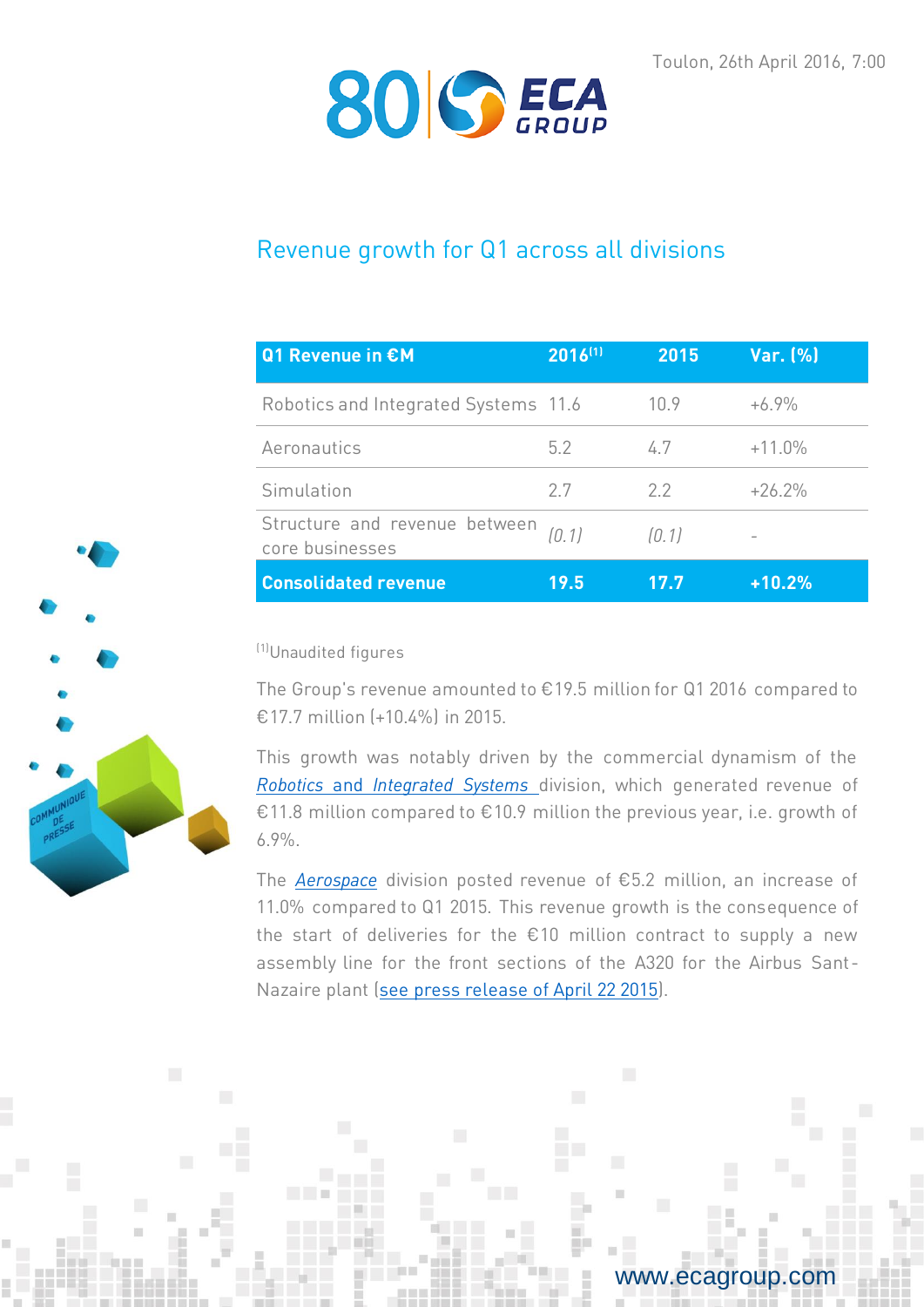Toulon, 26th April 2016, 7:00

# Revenue growth for Q1 across all divisions

| Q1 Revenue in €M | 2016[1] | 2015 | Var. (%) |
|---|---|---|---|
| Robotics and Integrated Systems | 11.6 | 10.9 | +6.9% |
| Aeronautics | 5.2 | 4.7 | +11.0% |
| Simulation | 2.7 | 2.2 | +26.2% |
| Structure and revenue between core businesses | *(0.1)* | *(0.1)* | - |
| **Consolidated revenue** | **19.5** | **17.7** | **+10.2%** |

[1]Unaudited figures

The Group's revenue amounted to €19.5 million for Q1 2016 compared to €17.7 million (+10.4%) in 2015.

This growth was notably driven by the commercial dynamism of the *Robotics and Integrated Systems* division, which generated revenue of €11.8 million compared to €10.9 million the previous year, i.e. growth of 6.9%.

The *Aerospace* division posted revenue of €5.2 million, an increase of 11.0% compared to Q1 2015. This revenue growth is the consequence of the start of deliveries for the €10 million contract to supply a new assembly line for the front sections of the A320 for the Airbus Sant-Nazaire plant (see press release of April 22 2015).

www.ecagroup.com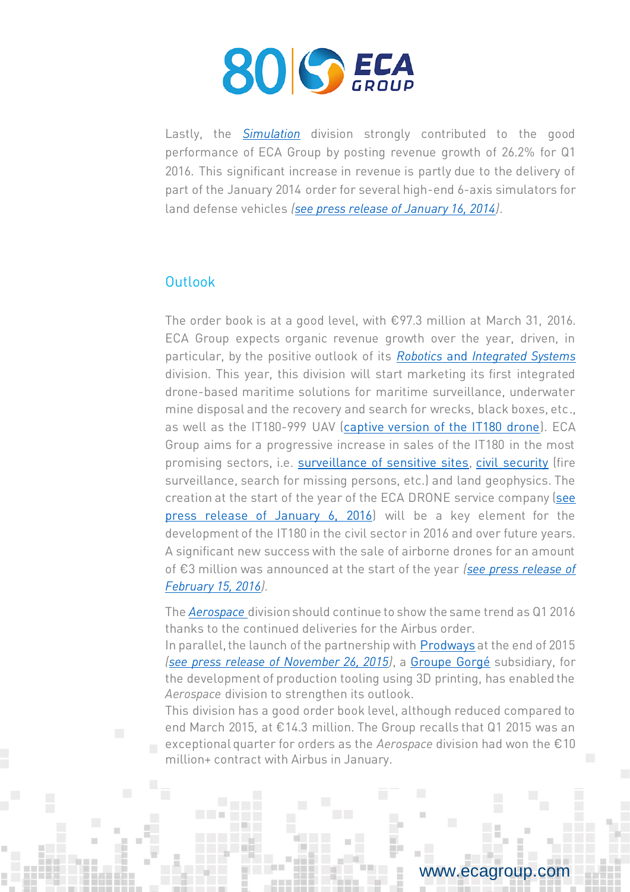Lastly, the *Simulation* division strongly contributed to the good performance of ECA Group by posting revenue growth of 26.2% for Q1 2016. This significant increase in revenue is partly due to the delivery of part of the January 2014 order for several high-end 6-axis simulators for land defense vehicles *(see press release of January 16, 2014)*.

## Outlook

The order book is at a good level, with €97.3 million at March 31, 2016. ECA Group expects organic revenue growth over the year, driven, in particular, by the positive outlook of its *Robotics and Integrated Systems* division. This year, this division will start marketing its first integrated drone-based maritime solutions for maritime surveillance, underwater mine disposal and the recovery and search for wrecks, black boxes, etc., as well as the IT180-999 UAV (captive version of the IT180 drone). ECA Group aims for a progressive increase in sales of the IT180 in the most promising sectors, i.e. surveillance of sensitive sites, civil security (fire surveillance, search for missing persons, etc.) and land geophysics. The creation at the start of the year of the ECA DRONE service company (see press release of January 6, 2016) will be a key element for the development of the IT180 in the civil sector in 2016 and over future years. A significant new success with the sale of airborne drones for an amount of €3 million was announced at the start of the year *(see press release of February 15, 2016)*.

The *Aerospace* division should continue to show the same trend as Q1 2016 thanks to the continued deliveries for the Airbus order.
In parallel, the launch of the partnership with Prodways at the end of 2015 *(see press release of November 26, 2015)*, a Groupe Gorgé subsidiary, for the development of production tooling using 3D printing, has enabled the *Aerospace* division to strengthen its outlook.
This division has a good order book level, although reduced compared to end March 2015, at €14.3 million. The Group recalls that Q1 2015 was an exceptional quarter for orders as the *Aerospace* division had won the €10 million+ contract with Airbus in January.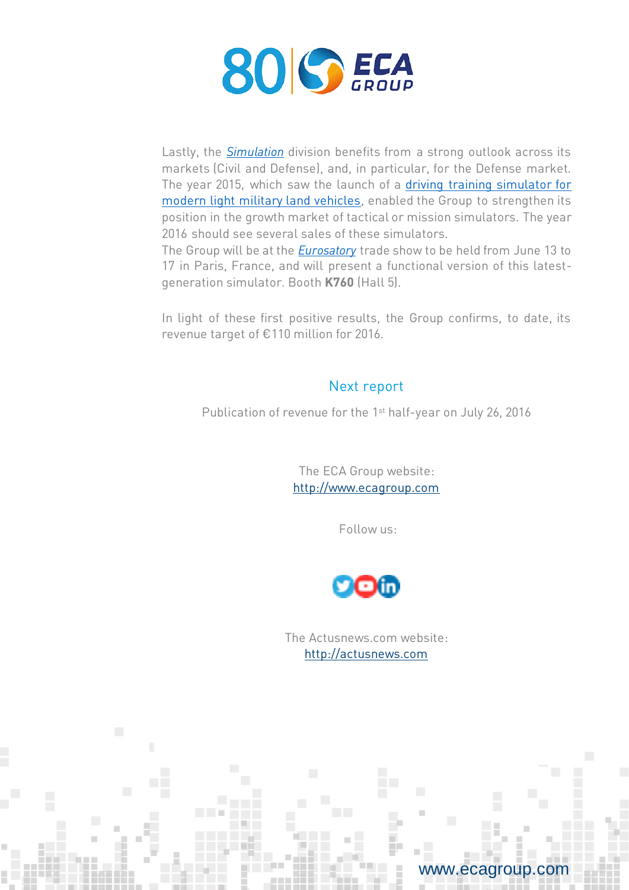Lastly, the *Simulation* division benefits from a strong outlook across its markets (Civil and Defense), and, in particular, for the Defense market. The year 2015, which saw the launch of a driving training simulator for modern light military land vehicles, enabled the Group to strengthen its position in the growth market of tactical or mission simulators. The year 2016 should see several sales of these simulators.
The Group will be at the *Eurosatory* trade show to be held from June 13 to 17 in Paris, France, and will present a functional version of this latest-generation simulator. Booth **K760** (Hall 5).

In light of these first positive results, the Group confirms, to date, its revenue target of €110 million for 2016.

## Next report

Publication of revenue for the 1st half-year on July 26, 2016

The ECA Group website:
http://www.ecagroup.com

Follow us:

The Actusnews.com website:
http://actusnews.com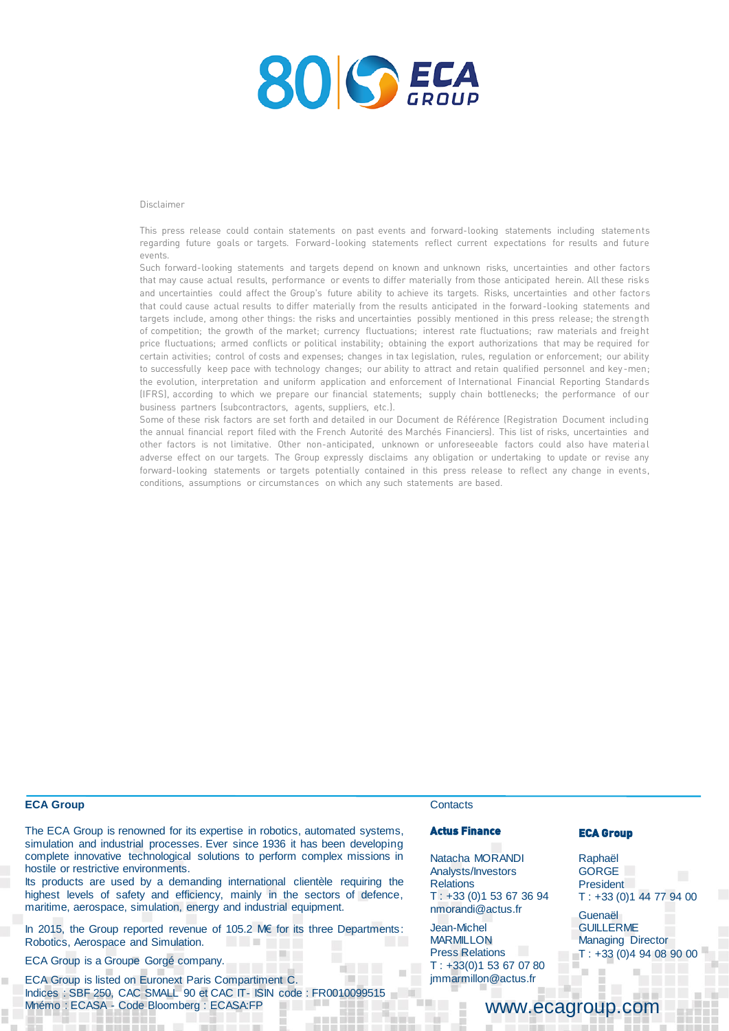Disclaimer

This press release could contain statements on past events and forward-looking statements including statements regarding future goals or targets. Forward-looking statements reflect current expectations for results and future events.
Such forward-looking statements and targets depend on known and unknown risks, uncertainties and other factors that may cause actual results, performance or events to differ materially from those anticipated herein. All these risks and uncertainties could affect the Group's future ability to achieve its targets. Risks, uncertainties and other factors that could cause actual results to differ materially from the results anticipated in the forward-looking statements and targets include, among other things: the risks and uncertainties possibly mentioned in this press release; the strength of competition; the growth of the market; currency fluctuations; interest rate fluctuations; raw materials and freight price fluctuations; armed conflicts or political instability; obtaining the export authorizations that may be required for certain activities; control of costs and expenses; changes in tax legislation, rules, regulation or enforcement; our ability to successfully keep pace with technology changes; our ability to attract and retain qualified personnel and key-men; the evolution, interpretation and uniform application and enforcement of International Financial Reporting Standards (IFRS), according to which we prepare our financial statements; supply chain bottlenecks; the performance of our business partners (subcontractors, agents, suppliers, etc.).
Some of these risk factors are set forth and detailed in our Document de Référence (Registration Document including the annual financial report filed with the French Autorité des Marchés Financiers). This list of risks, uncertainties and other factors is not limitative. Other non-anticipated, unknown or unforeseeable factors could also have material adverse effect on our targets. The Group expressly disclaims any obligation or undertaking to update or revise any forward-looking statements or targets potentially contained in this press release to reflect any change in events, conditions, assumptions or circumstances on which any such statements are based.

**ECA Group**

The ECA Group is renowned for its expertise in robotics, automated systems, simulation and industrial processes. Ever since 1936 it has been developing complete innovative technological solutions to perform complex missions in hostile or restrictive environments.
Its products are used by a demanding international clientèle requiring the highest levels of safety and efficiency, mainly in the sectors of defence, maritime, aerospace, simulation, energy and industrial equipment.

In 2015, the Group reported revenue of 105.2 M€ for its three Departments: Robotics, Aerospace and Simulation.

ECA Group is a Groupe Gorgé company.

ECA Group is listed on Euronext Paris Compartiment C.
Indices : SBF 250, CAC SMALL 90 et CAC IT- ISIN code : FR0010099515
Mnémo : ECASA - Code Bloomberg : ECASA:FP

Contacts

**Actus Finance**

Natacha MORANDI
Analysts/Investors Relations
T : +33 (0)1 53 67 36 94
nmorandi@actus.fr

Jean-Michel MARMILLON
Press Relations
T : +33(0)1 53 67 07 80
jmmarmillon@actus.fr

**ECA Group**

Raphaël GORGE
President
T : +33 (0)1 44 77 94 00

Guenaël GUILLERME
Managing Director
T : +33 (0)4 94 08 90 00

www.ecagroup.com